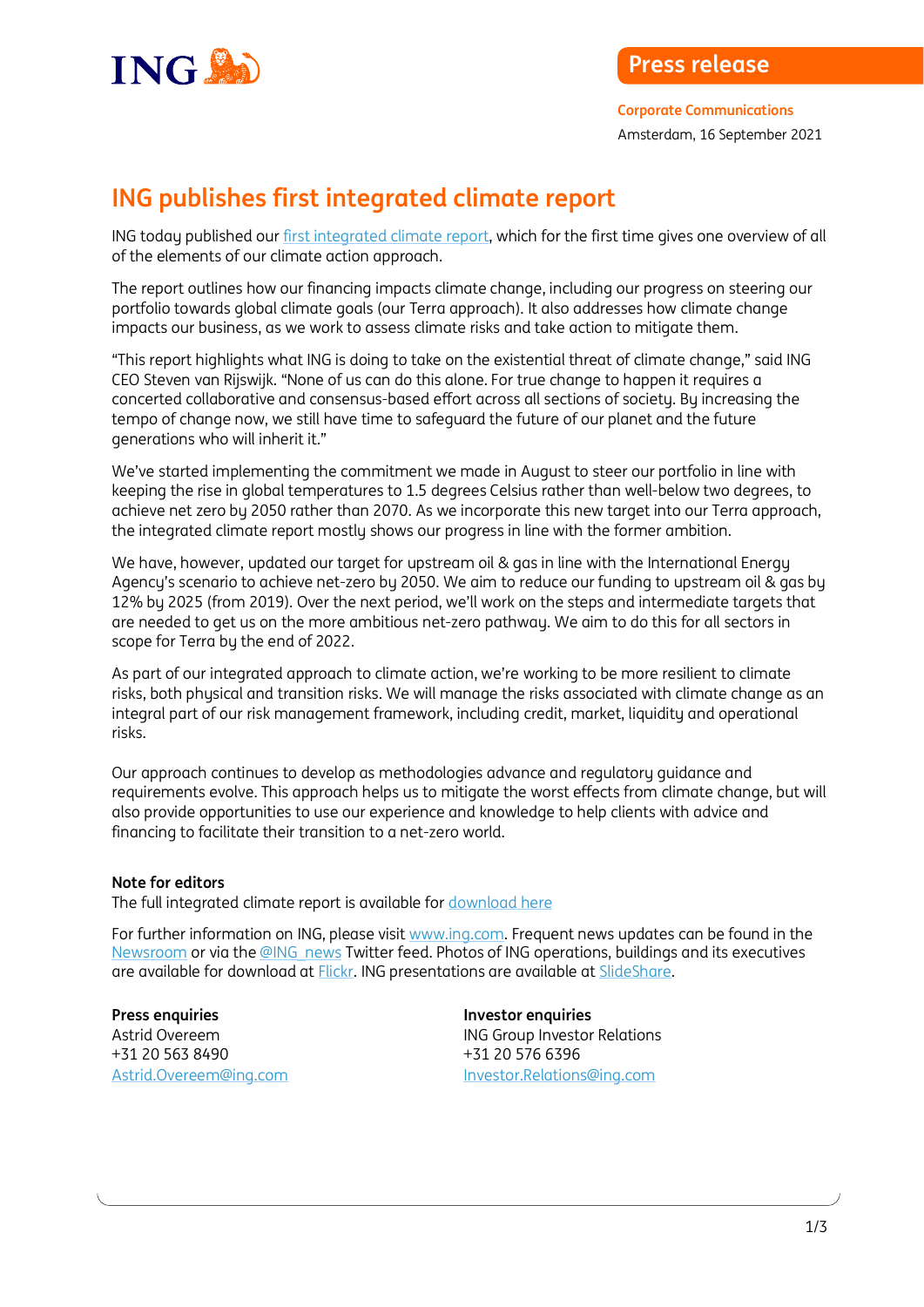**Press release**

**Corporate Communications**

Amsterdam, 16 September 2021

# ING publishes first integrated climate report

ING today published our first integrated climate report, which for the first time gives one overview of all of the elements of our climate action approach.

The report outlines how our financing impacts climate change, including our progress on steering our portfolio towards global climate goals (our Terra approach). It also addresses how climate change impacts our business, as we work to assess climate risks and take action to mitigate them.

"This report highlights what ING is doing to take on the existential threat of climate change," said ING CEO Steven van Rijswijk. "None of us can do this alone. For true change to happen it requires a concerted collaborative and consensus-based effort across all sections of society. By increasing the tempo of change now, we still have time to safeguard the future of our planet and the future generations who will inherit it."

We've started implementing the commitment we made in August to steer our portfolio in line with keeping the rise in global temperatures to 1.5 degrees Celsius rather than well-below two degrees, to achieve net zero by 2050 rather than 2070. As we incorporate this new target into our Terra approach, the integrated climate report mostly shows our progress in line with the former ambition.

We have, however, updated our target for upstream oil & gas in line with the International Energy Agency's scenario to achieve net-zero by 2050. We aim to reduce our funding to upstream oil & gas by 12% by 2025 (from 2019). Over the next period, we'll work on the steps and intermediate targets that are needed to get us on the more ambitious net-zero pathway. We aim to do this for all sectors in scope for Terra by the end of 2022.

As part of our integrated approach to climate action, we're working to be more resilient to climate risks, both physical and transition risks. We will manage the risks associated with climate change as an integral part of our risk management framework, including credit, market, liquidity and operational risks.

Our approach continues to develop as methodologies advance and regulatory guidance and requirements evolve. This approach helps us to mitigate the worst effects from climate change, but will also provide opportunities to use our experience and knowledge to help clients with advice and financing to facilitate their transition to a net-zero world.

**Note for editors**

The full integrated climate report is available for download here

For further information on ING, please visit www.ing.com. Frequent news updates can be found in the Newsroom or via the @ING_news Twitter feed. Photos of ING operations, buildings and its executives are available for download at Flickr. ING presentations are available at SlideShare.

**Press enquiries**
Astrid Overeem
+31 20 563 8490
Astrid.Overeem@ing.com

**Investor enquiries**
ING Group Investor Relations
+31 20 576 6396
Investor.Relations@ing.com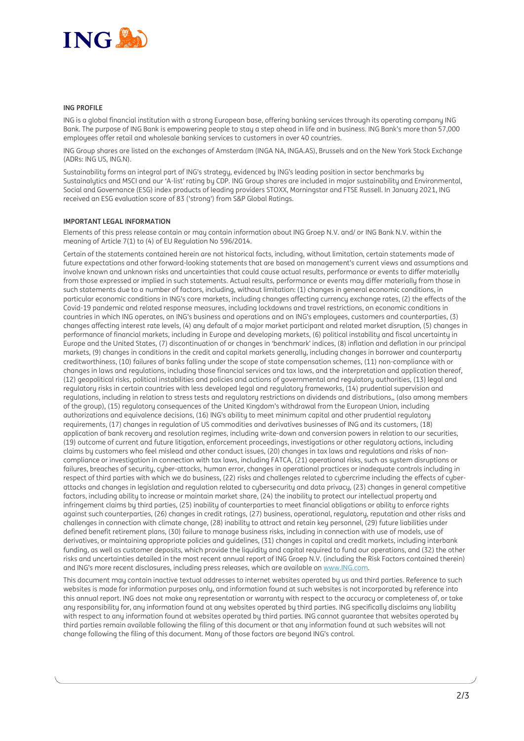**ING PROFILE**

ING is a global financial institution with a strong European base, offering banking services through its operating company ING Bank. The purpose of ING Bank is empowering people to stay a step ahead in life and in business. ING Bank's more than 57,000 employees offer retail and wholesale banking services to customers in over 40 countries.

ING Group shares are listed on the exchanges of Amsterdam (INGA NA, INGA.AS), Brussels and on the New York Stock Exchange (ADRs: ING US, ING.N).

Sustainability forms an integral part of ING's strategy, evidenced by ING's leading position in sector benchmarks by Sustainalytics and MSCI and our 'A-list' rating by CDP. ING Group shares are included in major sustainability and Environmental, Social and Governance (ESG) index products of leading providers STOXX, Morningstar and FTSE Russell. In January 2021, ING received an ESG evaluation score of 83 ('strong') from S&P Global Ratings.

**IMPORTANT LEGAL INFORMATION**

Elements of this press release contain or may contain information about ING Groep N.V. and/ or ING Bank N.V. within the meaning of Article 7(1) to (4) of EU Regulation No 596/2014.

Certain of the statements contained herein are not historical facts, including, without limitation, certain statements made of future expectations and other forward-looking statements that are based on management's current views and assumptions and involve known and unknown risks and uncertainties that could cause actual results, performance or events to differ materially from those expressed or implied in such statements. Actual results, performance or events may differ materially from those in such statements due to a number of factors, including, without limitation: (1) changes in general economic conditions, in particular economic conditions in ING's core markets, including changes affecting currency exchange rates, (2) the effects of the Covid-19 pandemic and related response measures, including lockdowns and travel restrictions, on economic conditions in countries in which ING operates, on ING's business and operations and on ING's employees, customers and counterparties, (3) changes affecting interest rate levels, (4) any default of a major market participant and related market disruption, (5) changes in performance of financial markets, including in Europe and developing markets, (6) political instability and fiscal uncertainty in Europe and the United States, (7) discontinuation of or changes in 'benchmark' indices, (8) inflation and deflation in our principal markets, (9) changes in conditions in the credit and capital markets generally, including changes in borrower and counterparty creditworthiness, (10) failures of banks falling under the scope of state compensation schemes, (11) non-compliance with or changes in laws and regulations, including those financial services and tax laws, and the interpretation and application thereof, (12) geopolitical risks, political instabilities and policies and actions of governmental and regulatory authorities, (13) legal and regulatory risks in certain countries with less developed legal and regulatory frameworks, (14) prudential supervision and regulations, including in relation to stress tests and regulatory restrictions on dividends and distributions,, (also among members of the group), (15) regulatory consequences of the United Kingdom's withdrawal from the European Union, including authorizations and equivalence decisions, (16) ING's ability to meet minimum capital and other prudential regulatory requirements, (17) changes in regulation of US commodities and derivatives businesses of ING and its customers, (18) application of bank recovery and resolution regimes, including write-down and conversion powers in relation to our securities, (19) outcome of current and future litigation, enforcement proceedings, investigations or other regulatory actions, including claims by customers who feel mislead and other conduct issues, (20) changes in tax laws and regulations and risks of non-compliance or investigation in connection with tax laws, including FATCA, (21) operational risks, such as system disruptions or failures, breaches of security, cyber-attacks, human error, changes in operational practices or inadequate controls including in respect of third parties with which we do business, (22) risks and challenges related to cybercrime including the effects of cyber-attacks and changes in legislation and regulation related to cybersecurity and data privacy, (23) changes in general competitive factors, including ability to increase or maintain market share, (24) the inability to protect our intellectual property and infringement claims by third parties, (25) inability of counterparties to meet financial obligations or ability to enforce rights against such counterparties, (26) changes in credit ratings, (27) business, operational, regulatory, reputation and other risks and challenges in connection with climate change, (28) inability to attract and retain key personnel, (29) future liabilities under defined benefit retirement plans, (30) failure to manage business risks, including in connection with use of models, use of derivatives, or maintaining appropriate policies and guidelines, (31) changes in capital and credit markets, including interbank funding, as well as customer deposits, which provide the liquidity and capital required to fund our operations, and (32) the other risks and uncertainties detailed in the most recent annual report of ING Groep N.V. (including the Risk Factors contained therein) and ING's more recent disclosures, including press releases, which are available on www.ING.com.

This document may contain inactive textual addresses to internet websites operated by us and third parties. Reference to such websites is made for information purposes only, and information found at such websites is not incorporated by reference into this annual report. ING does not make any representation or warranty with respect to the accuracy or completeness of, or take any responsibility for, any information found at any websites operated by third parties. ING specifically disclaims any liability with respect to any information found at websites operated by third parties. ING cannot guarantee that websites operated by third parties remain available following the filing of this document or that any information found at such websites will not change following the filing of this document. Many of those factors are beyond ING's control.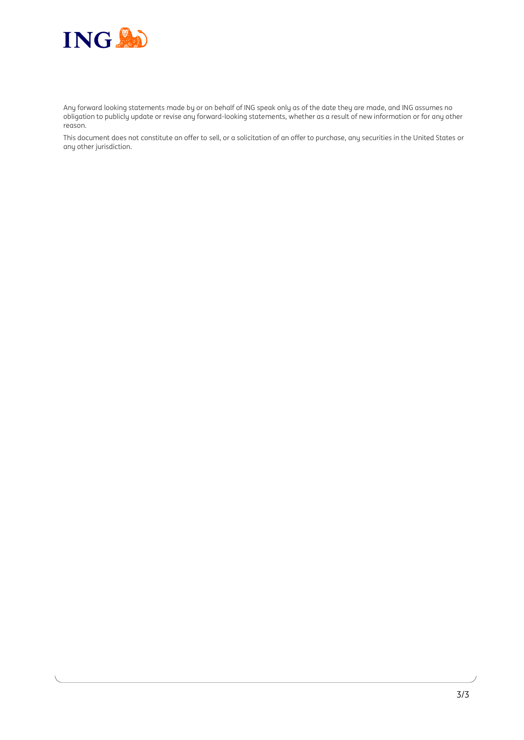Any forward looking statements made by or on behalf of ING speak only as of the date they are made, and ING assumes no obligation to publicly update or revise any forward-looking statements, whether as a result of new information or for any other reason.

This document does not constitute an offer to sell, or a solicitation of an offer to purchase, any securities in the United States or any other jurisdiction.